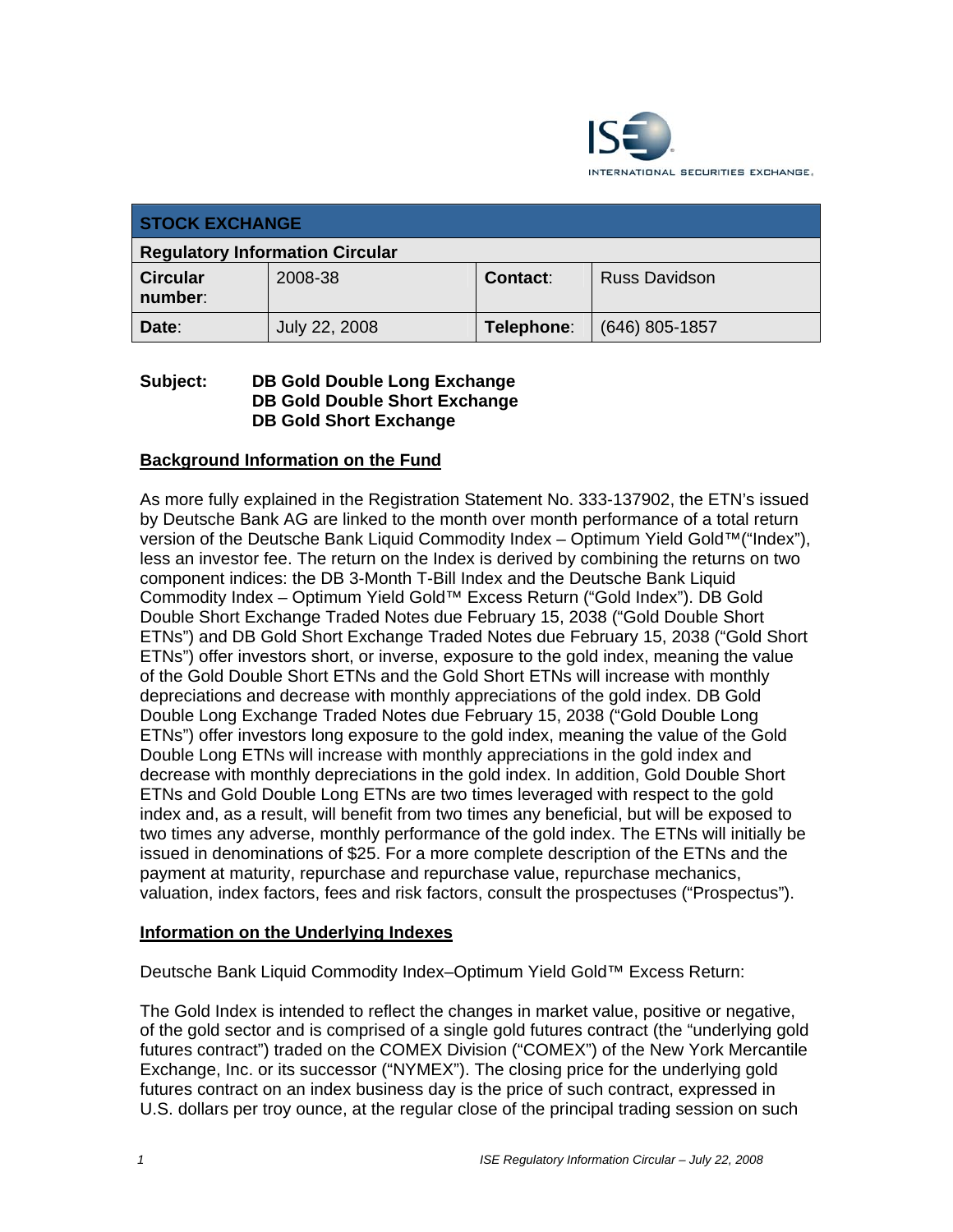| STOCK EXCHANGE | | | |
|---|---|---|---|
| **Regulatory Information Circular** | | | |
| **Circular number**: | 2008-38 | **Contact**: | Russ Davidson |
| **Date**: | July 22, 2008 | **Telephone**: | (646) 805-1857 |

**Subject: DB Gold Double Long Exchange**
**DB Gold Double Short Exchange**
**DB Gold Short Exchange**

## Background Information on the Fund

As more fully explained in the Registration Statement No. 333-137902, the ETN's issued by Deutsche Bank AG are linked to the month over month performance of a total return version of the Deutsche Bank Liquid Commodity Index – Optimum Yield Gold™("Index"), less an investor fee. The return on the Index is derived by combining the returns on two component indices: the DB 3-Month T-Bill Index and the Deutsche Bank Liquid Commodity Index – Optimum Yield Gold™ Excess Return ("Gold Index"). DB Gold Double Short Exchange Traded Notes due February 15, 2038 ("Gold Double Short ETNs") and DB Gold Short Exchange Traded Notes due February 15, 2038 ("Gold Short ETNs") offer investors short, or inverse, exposure to the gold index, meaning the value of the Gold Double Short ETNs and the Gold Short ETNs will increase with monthly depreciations and decrease with monthly appreciations of the gold index. DB Gold Double Long Exchange Traded Notes due February 15, 2038 ("Gold Double Long ETNs") offer investors long exposure to the gold index, meaning the value of the Gold Double Long ETNs will increase with monthly appreciations in the gold index and decrease with monthly depreciations in the gold index. In addition, Gold Double Short ETNs and Gold Double Long ETNs are two times leveraged with respect to the gold index and, as a result, will benefit from two times any beneficial, but will be exposed to two times any adverse, monthly performance of the gold index. The ETNs will initially be issued in denominations of $25. For a more complete description of the ETNs and the payment at maturity, repurchase and repurchase value, repurchase mechanics, valuation, index factors, fees and risk factors, consult the prospectuses ("Prospectus").

## Information on the Underlying Indexes

Deutsche Bank Liquid Commodity Index–Optimum Yield Gold™ Excess Return:

The Gold Index is intended to reflect the changes in market value, positive or negative, of the gold sector and is comprised of a single gold futures contract (the "underlying gold futures contract") traded on the COMEX Division ("COMEX") of the New York Mercantile Exchange, Inc. or its successor ("NYMEX"). The closing price for the underlying gold futures contract on an index business day is the price of such contract, expressed in U.S. dollars per troy ounce, at the regular close of the principal trading session on such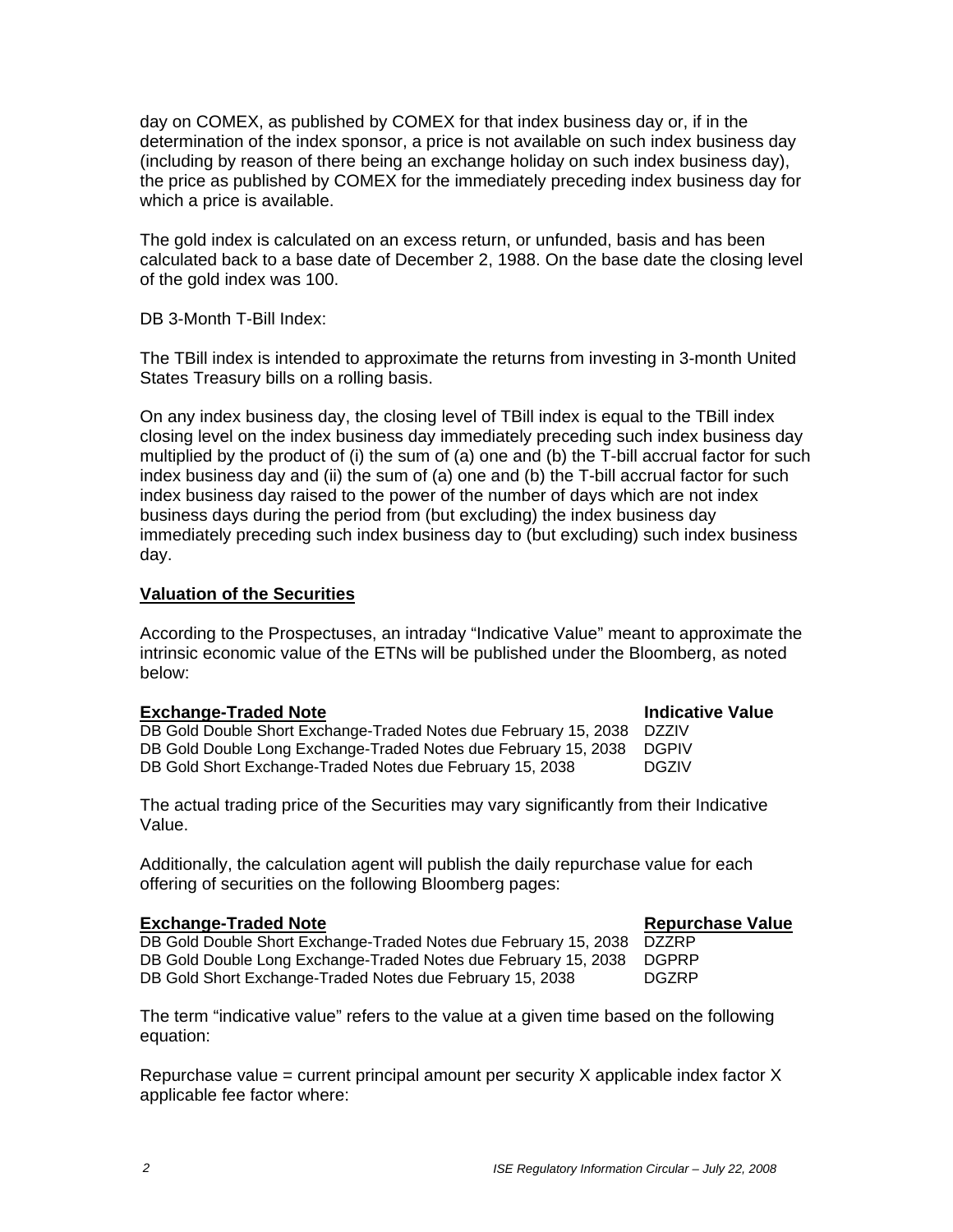day on COMEX, as published by COMEX for that index business day or, if in the determination of the index sponsor, a price is not available on such index business day (including by reason of there being an exchange holiday on such index business day), the price as published by COMEX for the immediately preceding index business day for which a price is available.

The gold index is calculated on an excess return, or unfunded, basis and has been calculated back to a base date of December 2, 1988. On the base date the closing level of the gold index was 100.

DB 3-Month T-Bill Index:

The TBill index is intended to approximate the returns from investing in 3-month United States Treasury bills on a rolling basis.

On any index business day, the closing level of TBill index is equal to the TBill index closing level on the index business day immediately preceding such index business day multiplied by the product of (i) the sum of (a) one and (b) the T-bill accrual factor for such index business day and (ii) the sum of (a) one and (b) the T-bill accrual factor for such index business day raised to the power of the number of days which are not index business days during the period from (but excluding) the index business day immediately preceding such index business day to (but excluding) such index business day.

**Valuation of the Securities**

According to the Prospectuses, an intraday "Indicative Value" meant to approximate the intrinsic economic value of the ETNs will be published under the Bloomberg, as noted below:

| Exchange-Traded Note | Indicative Value |
| --- | --- |
| DB Gold Double Short Exchange-Traded Notes due February 15, 2038 | DZZIV |
| DB Gold Double Long Exchange-Traded Notes due February 15, 2038 | DGPIV |
| DB Gold Short Exchange-Traded Notes due February 15, 2038 | DGZIV |

The actual trading price of the Securities may vary significantly from their Indicative Value.

Additionally, the calculation agent will publish the daily repurchase value for each offering of securities on the following Bloomberg pages:

| Exchange-Traded Note | Repurchase Value |
| --- | --- |
| DB Gold Double Short Exchange-Traded Notes due February 15, 2038 | DZZRP |
| DB Gold Double Long Exchange-Traded Notes due February 15, 2038 | DGPRP |
| DB Gold Short Exchange-Traded Notes due February 15, 2038 | DGZRP |

The term "indicative value" refers to the value at a given time based on the following equation:

Repurchase value = current principal amount per security X applicable index factor X applicable fee factor where: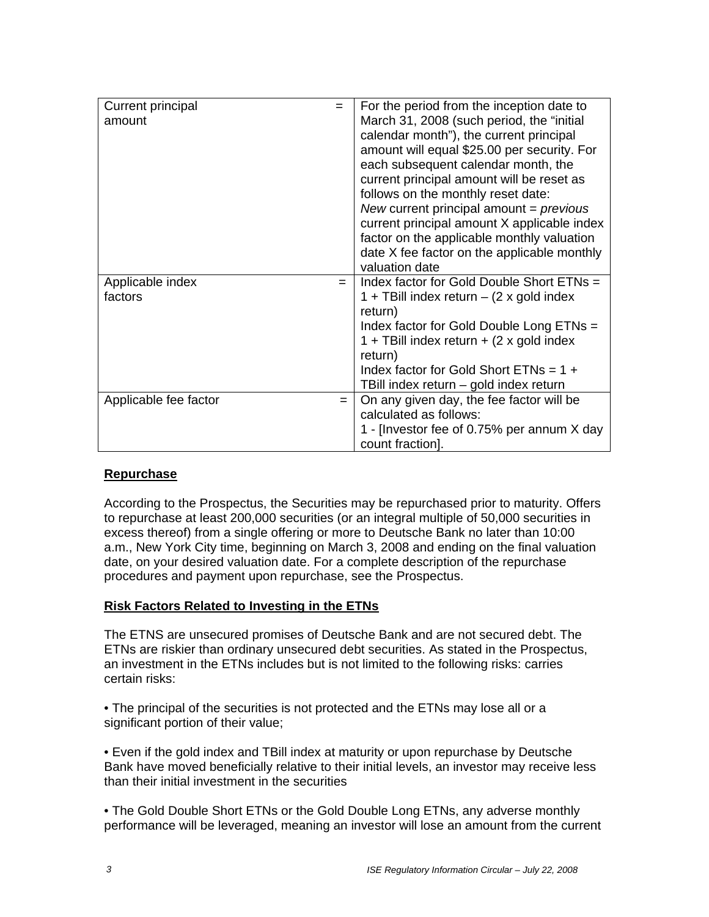| Current principal amount | = | For the period from the inception date to March 31, 2008 (such period, the "initial calendar month"), the current principal amount will equal \$25.00 per security. For each subsequent calendar month, the current principal amount will be reset as follows on the monthly reset date:<br>*New* current principal amount = *previous* current principal amount X applicable index factor on the applicable monthly valuation date X fee factor on the applicable monthly valuation date |
|---|---|---|
| Applicable index factors | = | Index factor for Gold Double Short ETNs = 1 + TBill index return – (2 x gold index return)<br>Index factor for Gold Double Long ETNs = 1 + TBill index return + (2 x gold index return)<br>Index factor for Gold Short ETNs = 1 + TBill index return – gold index return |
| Applicable fee factor | = | On any given day, the fee factor will be calculated as follows:<br>1 - [Investor fee of 0.75% per annum X day count fraction]. |

**Repurchase**

According to the Prospectus, the Securities may be repurchased prior to maturity. Offers to repurchase at least 200,000 securities (or an integral multiple of 50,000 securities in excess thereof) from a single offering or more to Deutsche Bank no later than 10:00 a.m., New York City time, beginning on March 3, 2008 and ending on the final valuation date, on your desired valuation date. For a complete description of the repurchase procedures and payment upon repurchase, see the Prospectus.

**Risk Factors Related to Investing in the ETNs**

The ETNS are unsecured promises of Deutsche Bank and are not secured debt. The ETNs are riskier than ordinary unsecured debt securities. As stated in the Prospectus, an investment in the ETNs includes but is not limited to the following risks: carries certain risks:

• The principal of the securities is not protected and the ETNs may lose all or a significant portion of their value;

• Even if the gold index and TBill index at maturity or upon repurchase by Deutsche Bank have moved beneficially relative to their initial levels, an investor may receive less than their initial investment in the securities

• The Gold Double Short ETNs or the Gold Double Long ETNs, any adverse monthly performance will be leveraged, meaning an investor will lose an amount from the current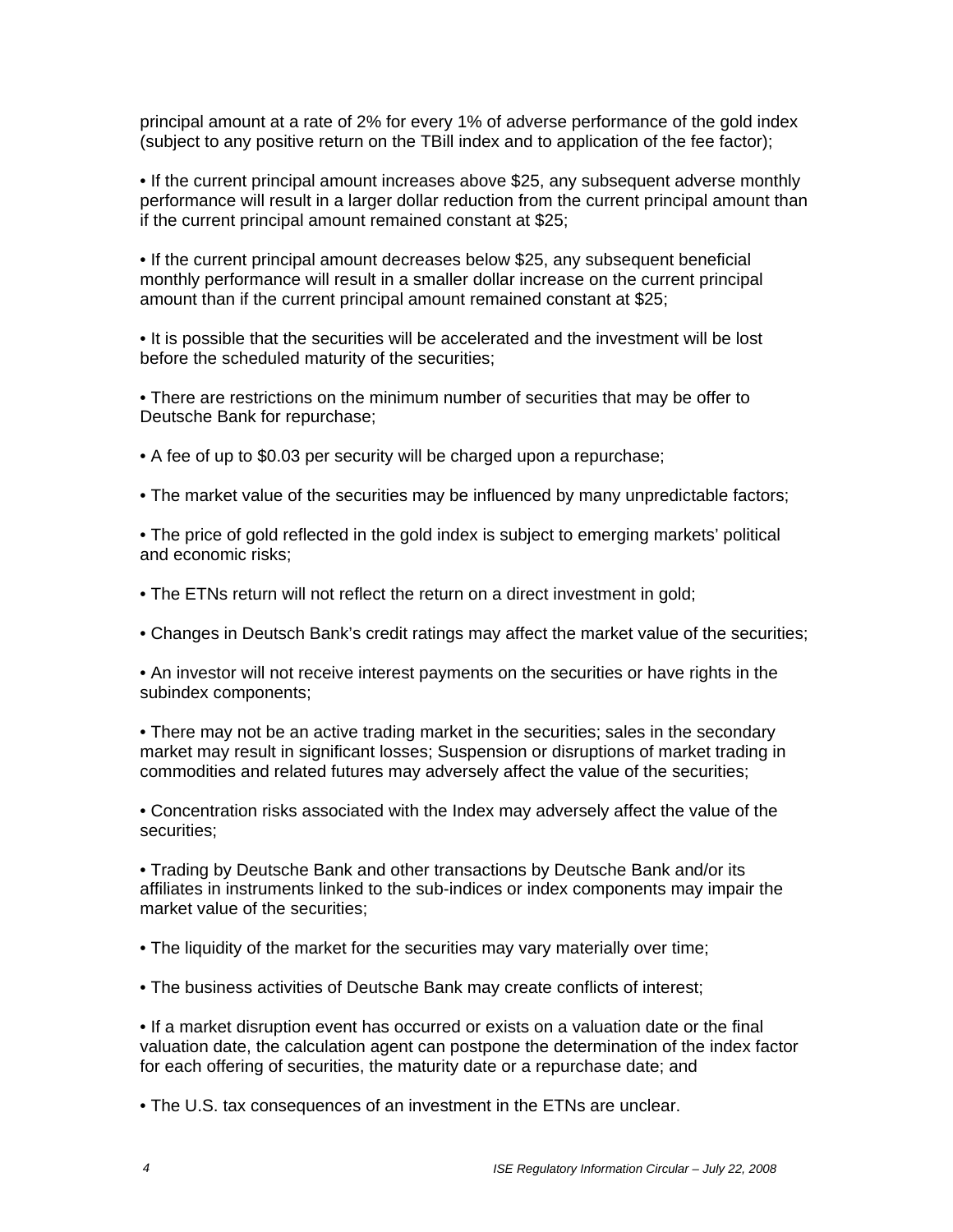principal amount at a rate of 2% for every 1% of adverse performance of the gold index (subject to any positive return on the TBill index and to application of the fee factor);

• If the current principal amount increases above $25, any subsequent adverse monthly performance will result in a larger dollar reduction from the current principal amount than if the current principal amount remained constant at $25;

• If the current principal amount decreases below $25, any subsequent beneficial monthly performance will result in a smaller dollar increase on the current principal amount than if the current principal amount remained constant at $25;

• It is possible that the securities will be accelerated and the investment will be lost before the scheduled maturity of the securities;

• There are restrictions on the minimum number of securities that may be offer to Deutsche Bank for repurchase;

• A fee of up to $0.03 per security will be charged upon a repurchase;

• The market value of the securities may be influenced by many unpredictable factors;

• The price of gold reflected in the gold index is subject to emerging markets' political and economic risks;

• The ETNs return will not reflect the return on a direct investment in gold;

• Changes in Deutsch Bank's credit ratings may affect the market value of the securities;

• An investor will not receive interest payments on the securities or have rights in the subindex components;

• There may not be an active trading market in the securities; sales in the secondary market may result in significant losses; Suspension or disruptions of market trading in commodities and related futures may adversely affect the value of the securities;

• Concentration risks associated with the Index may adversely affect the value of the securities;

• Trading by Deutsche Bank and other transactions by Deutsche Bank and/or its affiliates in instruments linked to the sub-indices or index components may impair the market value of the securities;

• The liquidity of the market for the securities may vary materially over time;

• The business activities of Deutsche Bank may create conflicts of interest;

• If a market disruption event has occurred or exists on a valuation date or the final valuation date, the calculation agent can postpone the determination of the index factor for each offering of securities, the maturity date or a repurchase date; and

• The U.S. tax consequences of an investment in the ETNs are unclear.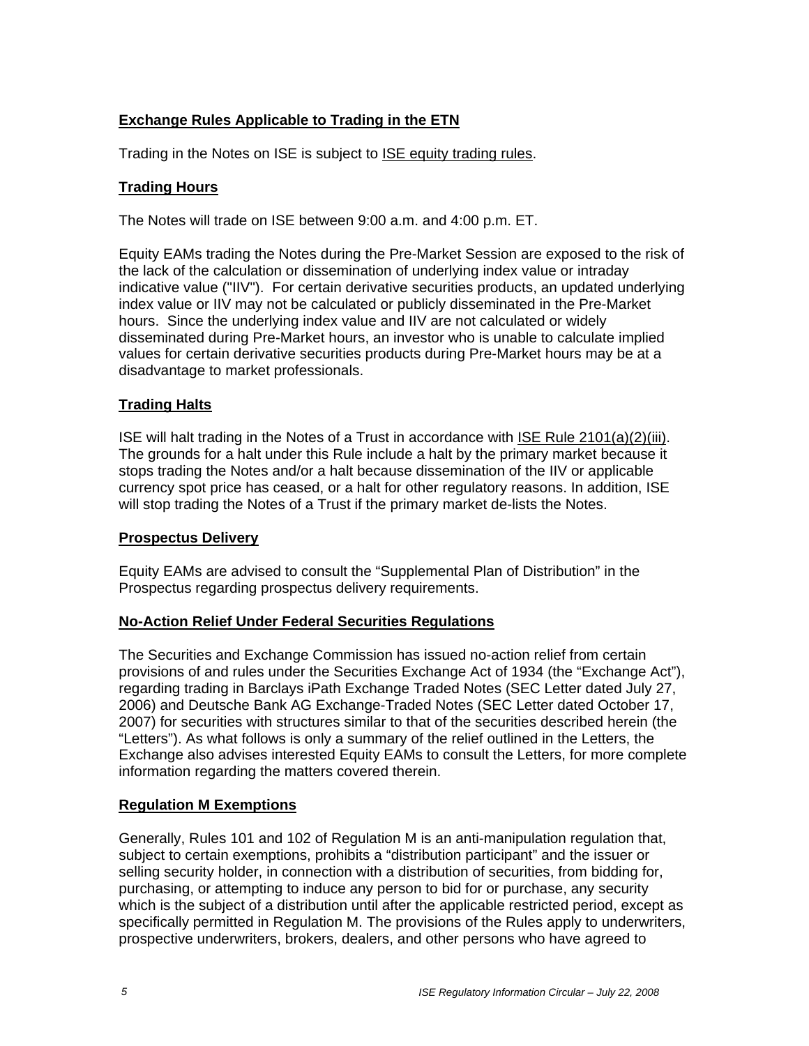## Exchange Rules Applicable to Trading in the ETN

Trading in the Notes on ISE is subject to ISE equity trading rules.

## Trading Hours

The Notes will trade on ISE between 9:00 a.m. and 4:00 p.m. ET.

Equity EAMs trading the Notes during the Pre-Market Session are exposed to the risk of the lack of the calculation or dissemination of underlying index value or intraday indicative value ("IIV"). For certain derivative securities products, an updated underlying index value or IIV may not be calculated or publicly disseminated in the Pre-Market hours. Since the underlying index value and IIV are not calculated or widely disseminated during Pre-Market hours, an investor who is unable to calculate implied values for certain derivative securities products during Pre-Market hours may be at a disadvantage to market professionals.

## Trading Halts

ISE will halt trading in the Notes of a Trust in accordance with ISE Rule 2101(a)(2)(iii). The grounds for a halt under this Rule include a halt by the primary market because it stops trading the Notes and/or a halt because dissemination of the IIV or applicable currency spot price has ceased, or a halt for other regulatory reasons. In addition, ISE will stop trading the Notes of a Trust if the primary market de-lists the Notes.

## Prospectus Delivery

Equity EAMs are advised to consult the "Supplemental Plan of Distribution" in the Prospectus regarding prospectus delivery requirements.

## No-Action Relief Under Federal Securities Regulations

The Securities and Exchange Commission has issued no-action relief from certain provisions of and rules under the Securities Exchange Act of 1934 (the "Exchange Act"), regarding trading in Barclays iPath Exchange Traded Notes (SEC Letter dated July 27, 2006) and Deutsche Bank AG Exchange-Traded Notes (SEC Letter dated October 17, 2007) for securities with structures similar to that of the securities described herein (the "Letters"). As what follows is only a summary of the relief outlined in the Letters, the Exchange also advises interested Equity EAMs to consult the Letters, for more complete information regarding the matters covered therein.

## Regulation M Exemptions

Generally, Rules 101 and 102 of Regulation M is an anti-manipulation regulation that, subject to certain exemptions, prohibits a "distribution participant" and the issuer or selling security holder, in connection with a distribution of securities, from bidding for, purchasing, or attempting to induce any person to bid for or purchase, any security which is the subject of a distribution until after the applicable restricted period, except as specifically permitted in Regulation M. The provisions of the Rules apply to underwriters, prospective underwriters, brokers, dealers, and other persons who have agreed to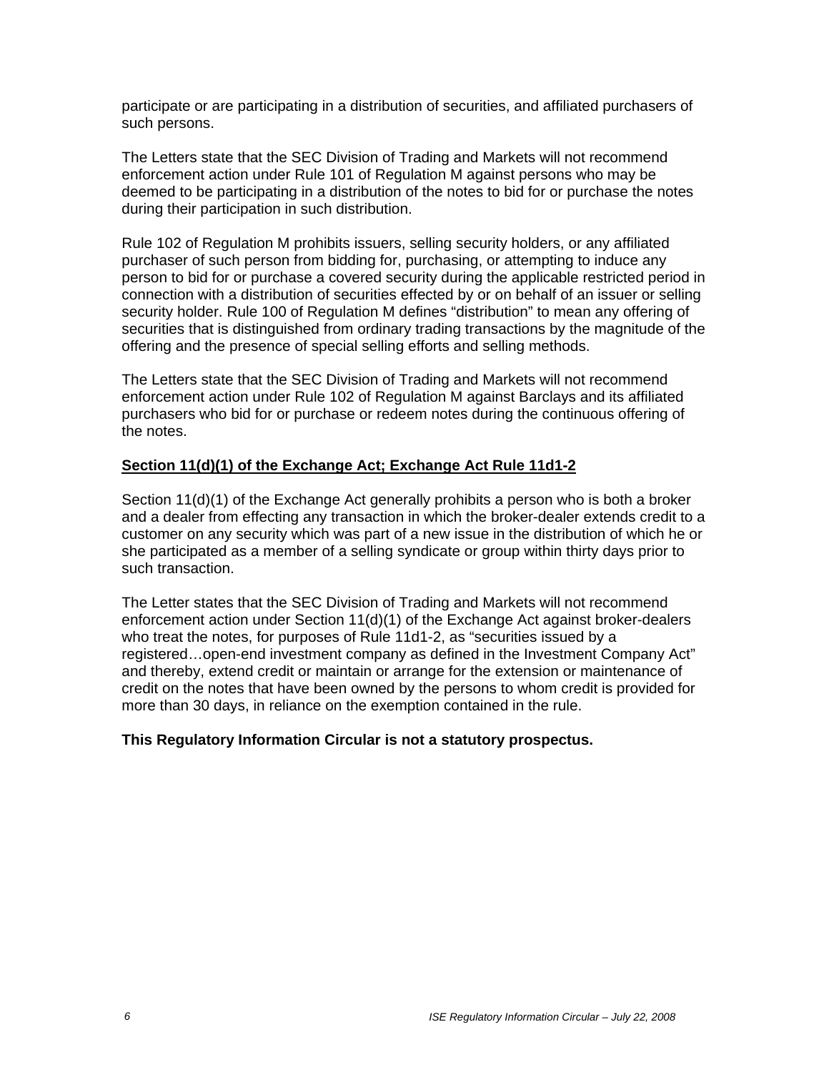participate or are participating in a distribution of securities, and affiliated purchasers of such persons.

The Letters state that the SEC Division of Trading and Markets will not recommend enforcement action under Rule 101 of Regulation M against persons who may be deemed to be participating in a distribution of the notes to bid for or purchase the notes during their participation in such distribution.

Rule 102 of Regulation M prohibits issuers, selling security holders, or any affiliated purchaser of such person from bidding for, purchasing, or attempting to induce any person to bid for or purchase a covered security during the applicable restricted period in connection with a distribution of securities effected by or on behalf of an issuer or selling security holder. Rule 100 of Regulation M defines "distribution" to mean any offering of securities that is distinguished from ordinary trading transactions by the magnitude of the offering and the presence of special selling efforts and selling methods.

The Letters state that the SEC Division of Trading and Markets will not recommend enforcement action under Rule 102 of Regulation M against Barclays and its affiliated purchasers who bid for or purchase or redeem notes during the continuous offering of the notes.

**Section 11(d)(1) of the Exchange Act; Exchange Act Rule 11d1-2**

Section 11(d)(1) of the Exchange Act generally prohibits a person who is both a broker and a dealer from effecting any transaction in which the broker-dealer extends credit to a customer on any security which was part of a new issue in the distribution of which he or she participated as a member of a selling syndicate or group within thirty days prior to such transaction.

The Letter states that the SEC Division of Trading and Markets will not recommend enforcement action under Section 11(d)(1) of the Exchange Act against broker-dealers who treat the notes, for purposes of Rule 11d1-2, as "securities issued by a registered…open-end investment company as defined in the Investment Company Act" and thereby, extend credit or maintain or arrange for the extension or maintenance of credit on the notes that have been owned by the persons to whom credit is provided for more than 30 days, in reliance on the exemption contained in the rule.

**This Regulatory Information Circular is not a statutory prospectus.**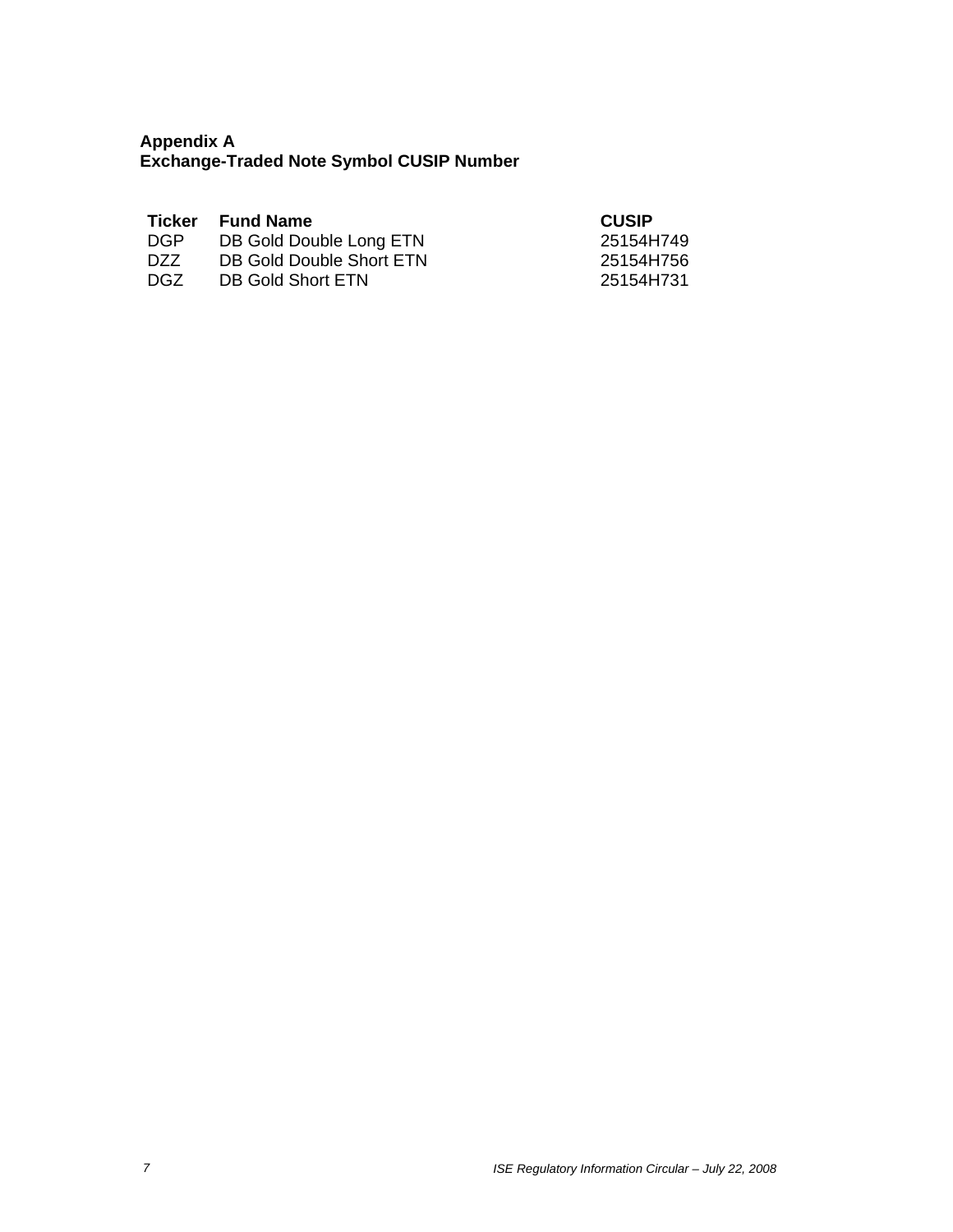**Appendix A**
**Exchange-Traded Note Symbol CUSIP Number**

| Ticker | Fund Name | CUSIP |
|---|---|---|
| DGP | DB Gold Double Long ETN | 25154H749 |
| DZZ | DB Gold Double Short ETN | 25154H756 |
| DGZ | DB Gold Short ETN | 25154H731 |